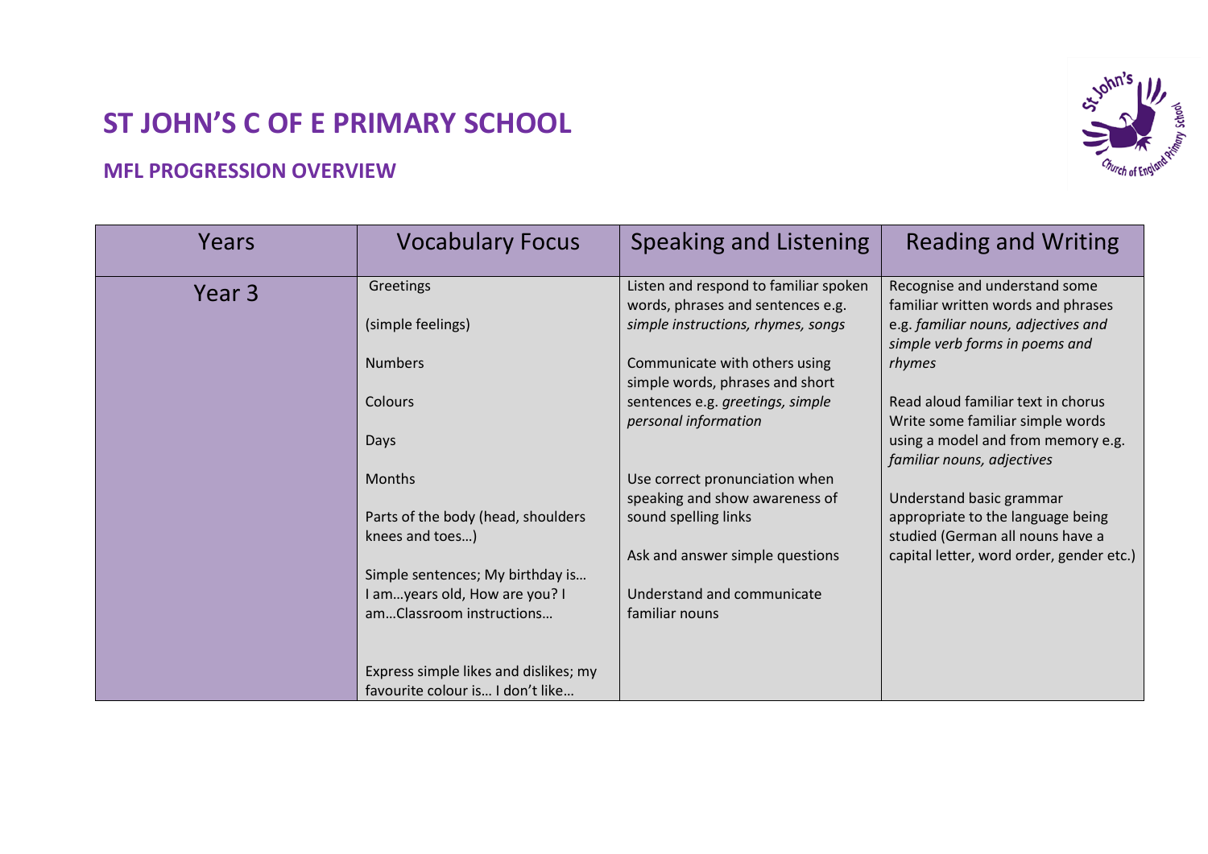# ST JOHN'S C OF E PRIMARY SCHOOL

## MFL PROGRESSION OVERVIEW

| Years | Vocabulary Focus | Speaking and Listening | Reading and Writing |
|---|---|---|---|
| Year 3 | Greetings<br><br>(simple feelings)<br><br>Numbers<br><br>Colours<br><br>Days<br><br>Months<br><br>Parts of the body (head, shoulders knees and toes…)<br><br>Simple sentences; My birthday is… I am…years old, How are you? I am…Classroom instructions…<br><br>Express simple likes and dislikes; my favourite colour is… I don't like… | Listen and respond to familiar spoken words, phrases and sentences e.g. *simple instructions, rhymes, songs*<br><br>Communicate with others using simple words, phrases and short sentences e.g. *greetings, simple personal information*<br><br>Use correct pronunciation when speaking and show awareness of sound spelling links<br><br>Ask and answer simple questions<br><br>Understand and communicate familiar nouns | Recognise and understand some familiar written words and phrases e.g. *familiar nouns, adjectives and simple verb forms in poems and rhymes*<br><br>Read aloud familiar text in chorus Write some familiar simple words using a model and from memory e.g. *familiar nouns, adjectives*<br><br>Understand basic grammar appropriate to the language being studied (German all nouns have a capital letter, word order, gender etc.) |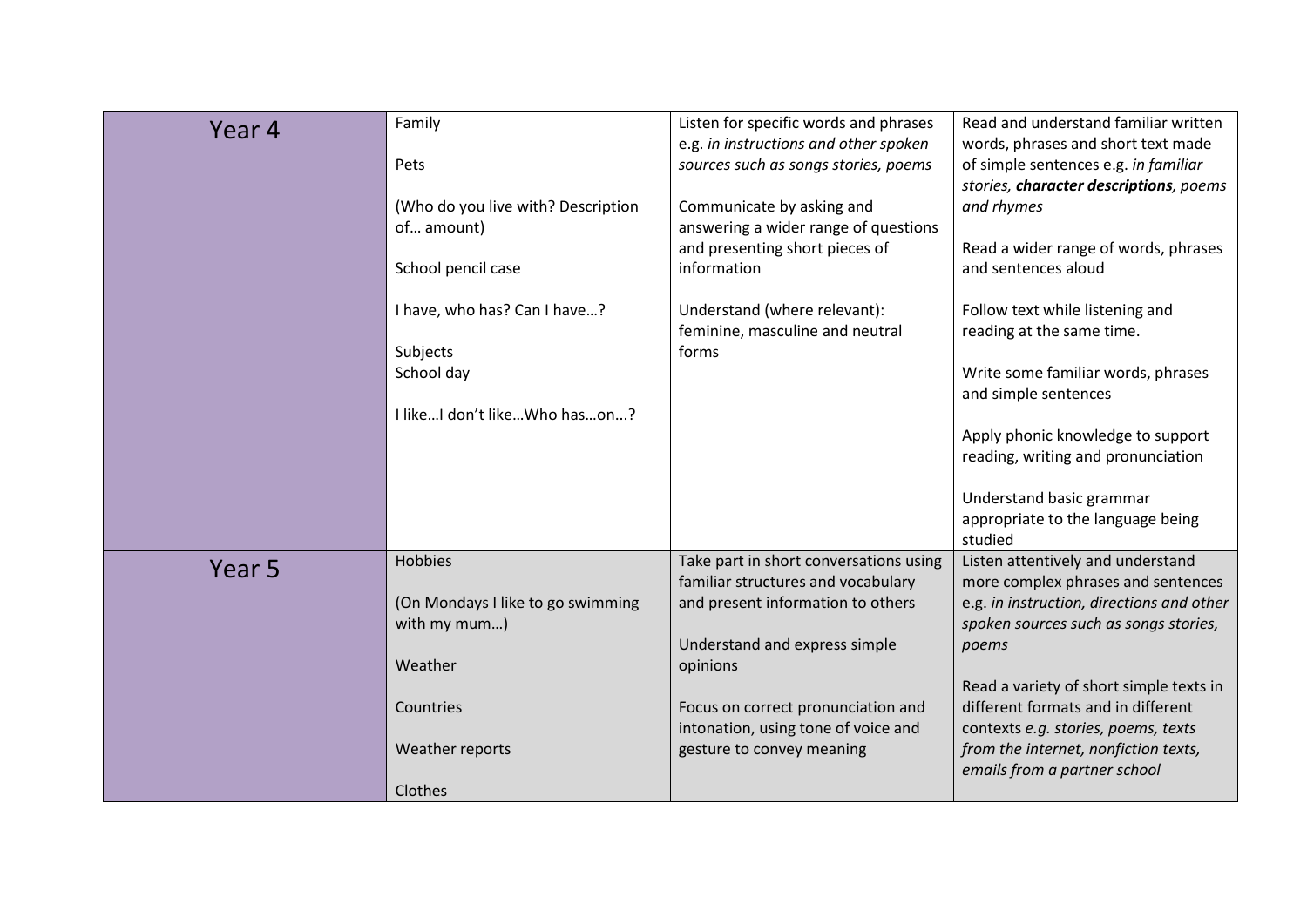| | | | |
|---|---|---|---|
| Year 4 | Family<br><br>Pets<br><br>(Who do you live with? Description of… amount)<br><br>School pencil case<br><br>I have, who has? Can I have…?<br><br>Subjects<br>School day<br><br>I like…I don't like…Who has…on...? | Listen for specific words and phrases e.g. *in instructions and other spoken sources such as songs stories, poems*<br><br>Communicate by asking and answering a wider range of questions and presenting short pieces of information<br><br>Understand (where relevant): feminine, masculine and neutral forms | Read and understand familiar written words, phrases and short text made of simple sentences e.g. *in familiar stories, **character descriptions**, poems and rhymes*<br><br>Read a wider range of words, phrases and sentences aloud<br><br>Follow text while listening and reading at the same time.<br><br>Write some familiar words, phrases and simple sentences<br><br>Apply phonic knowledge to support reading, writing and pronunciation<br><br>Understand basic grammar appropriate to the language being studied |
| Year 5 | Hobbies<br><br>(On Mondays I like to go swimming with my mum…)<br><br>Weather<br><br>Countries<br><br>Weather reports<br><br>Clothes | Take part in short conversations using familiar structures and vocabulary and present information to others<br><br>Understand and express simple opinions<br><br>Focus on correct pronunciation and intonation, using tone of voice and gesture to convey meaning | Listen attentively and understand more complex phrases and sentences e.g. *in instruction, directions and other spoken sources such as songs stories, poems*<br><br>Read a variety of short simple texts in different formats and in different contexts *e.g. stories, poems, texts from the internet, nonfiction texts, emails from a partner school* |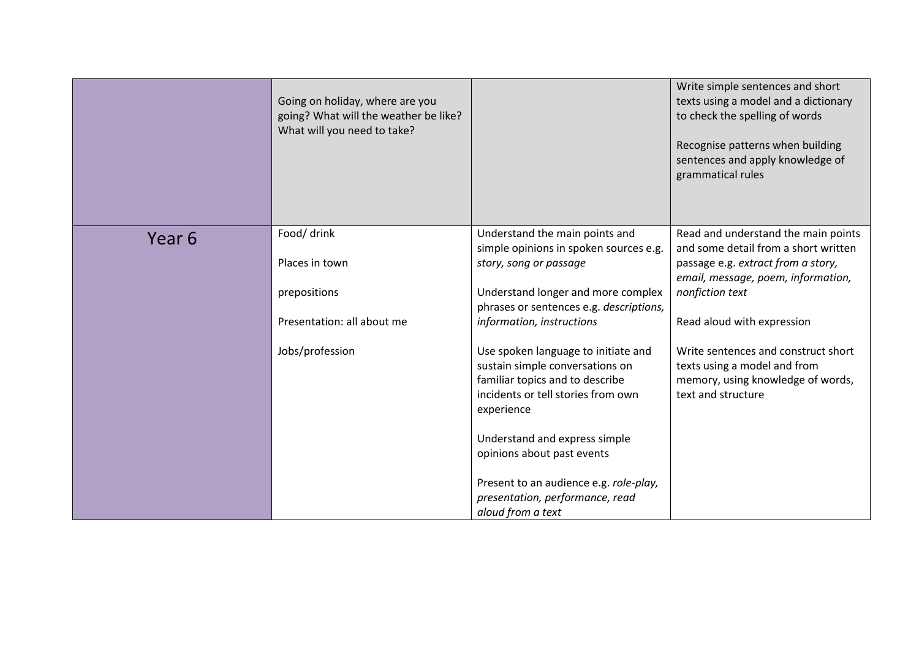| | | | |
|---|---|---|---|
| | Going on holiday, where are you going? What will the weather be like? What will you need to take? | | Write simple sentences and short texts using a model and a dictionary to check the spelling of words<br><br>Recognise patterns when building sentences and apply knowledge of grammatical rules |
| Year 6 | Food/ drink<br><br>Places in town<br><br>prepositions<br><br>Presentation: all about me<br><br>Jobs/profession | Understand the main points and simple opinions in spoken sources e.g. *story, song or passage*<br><br>Understand longer and more complex phrases or sentences e.g. *descriptions, information, instructions*<br><br>Use spoken language to initiate and sustain simple conversations on familiar topics and to describe incidents or tell stories from own experience<br><br>Understand and express simple opinions about past events<br><br>Present to an audience e.g. *role-play, presentation, performance, read aloud from a text* | Read and understand the main points and some detail from a short written passage e.g. *extract from a story, email, message, poem, information, nonfiction text*<br><br>Read aloud with expression<br><br>Write sentences and construct short texts using a model and from memory, using knowledge of words, text and structure |